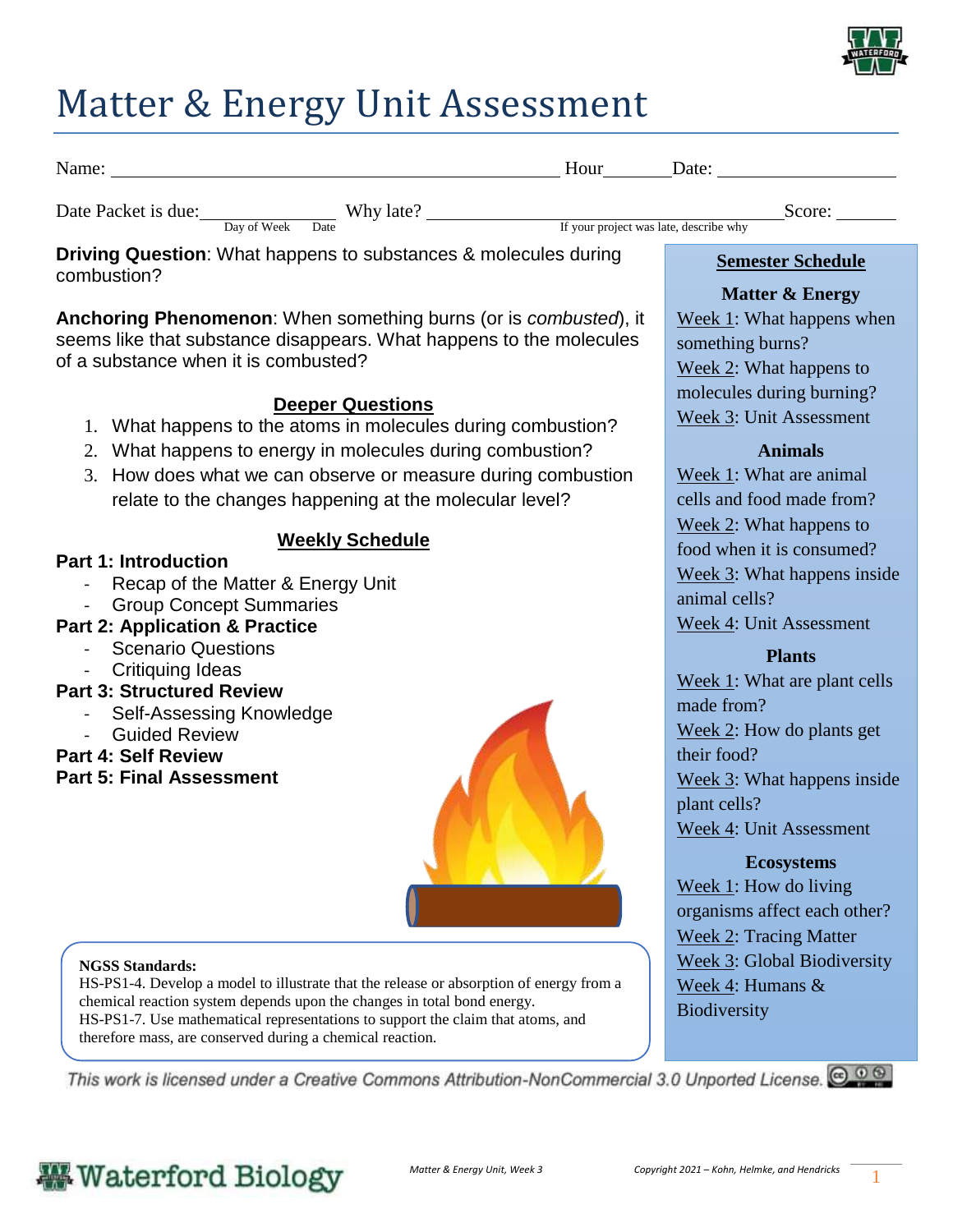# Matter & Energy Unit Assessment

Name: ______________________________ Hour_______ Date: ______________

Date Packet is due: ________ (Day of Week, Date) Why late? ______________________ (If your project was late, describe why) Score: _______

**Driving Question**: What happens to substances & molecules during combustion?

**Anchoring Phenomenon**: When something burns (or is *combusted*), it seems like that substance disappears. What happens to the molecules of a substance when it is combusted?

## Deeper Questions

1. What happens to the atoms in molecules during combustion?
2. What happens to energy in molecules during combustion?
3. How does what we can observe or measure during combustion relate to the changes happening at the molecular level?

## Weekly Schedule

**Part 1: Introduction**
- Recap of the Matter & Energy Unit
- Group Concept Summaries

**Part 2: Application & Practice**
- Scenario Questions
- Critiquing Ideas

**Part 3: Structured Review**
- Self-Assessing Knowledge
- Guided Review

**Part 4: Self Review**

**Part 5: Final Assessment**

**NGSS Standards:**
HS-PS1-4. Develop a model to illustrate that the release or absorption of energy from a chemical reaction system depends upon the changes in total bond energy.
HS-PS1-7. Use mathematical representations to support the claim that atoms, and therefore mass, are conserved during a chemical reaction.

## Semester Schedule

**Matter & Energy**
Week 1: What happens when something burns?
Week 2: What happens to molecules during burning?
Week 3: Unit Assessment

**Animals**
Week 1: What are animal cells and food made from?
Week 2: What happens to food when it is consumed?
Week 3: What happens inside animal cells?
Week 4: Unit Assessment

**Plants**
Week 1: What are plant cells made from?
Week 2: How do plants get their food?
Week 3: What happens inside plant cells?
Week 4: Unit Assessment

**Ecosystems**
Week 1: How do living organisms affect each other?
Week 2: Tracing Matter
Week 3: Global Biodiversity
Week 4: Humans & Biodiversity

*This work is licensed under a Creative Commons Attribution-NonCommercial 3.0 Unported License.*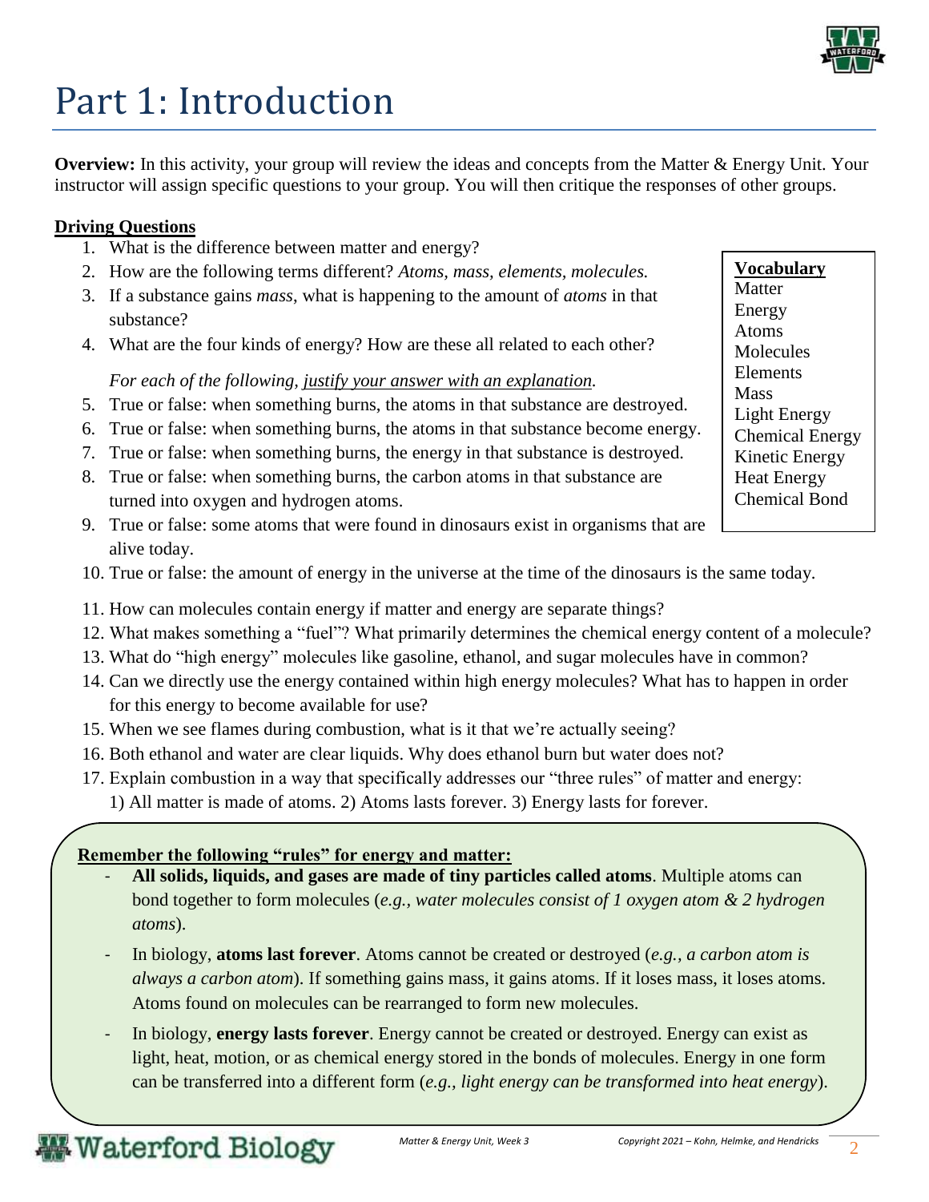# Part 1: Introduction

**Overview:** In this activity, your group will review the ideas and concepts from the Matter & Energy Unit. Your instructor will assign specific questions to your group. You will then critique the responses of other groups.

**Driving Questions**

1. What is the difference between matter and energy?
2. How are the following terms different? *Atoms, mass, elements, molecules.*
3. If a substance gains *mass*, what is happening to the amount of *atoms* in that substance?
4. What are the four kinds of energy? How are these all related to each other?

*For each of the following, justify your answer with an explanation.*

5. True or false: when something burns, the atoms in that substance are destroyed.
6. True or false: when something burns, the atoms in that substance become energy.
7. True or false: when something burns, the energy in that substance is destroyed.
8. True or false: when something burns, the carbon atoms in that substance are turned into oxygen and hydrogen atoms.
9. True or false: some atoms that were found in dinosaurs exist in organisms that are alive today.
10. True or false: the amount of energy in the universe at the time of the dinosaurs is the same today.
11. How can molecules contain energy if matter and energy are separate things?
12. What makes something a "fuel"? What primarily determines the chemical energy content of a molecule?
13. What do "high energy" molecules like gasoline, ethanol, and sugar molecules have in common?
14. Can we directly use the energy contained within high energy molecules? What has to happen in order for this energy to become available for use?
15. When we see flames during combustion, what is it that we're actually seeing?
16. Both ethanol and water are clear liquids. Why does ethanol burn but water does not?
17. Explain combustion in a way that specifically addresses our "three rules" of matter and energy: 1) All matter is made of atoms. 2) Atoms lasts forever. 3) Energy lasts for forever.

**Vocabulary**
- Matter
- Energy
- Atoms
- Molecules
- Elements
- Mass
- Light Energy
- Chemical Energy
- Kinetic Energy
- Heat Energy
- Chemical Bond

**Remember the following "rules" for energy and matter:**

- **All solids, liquids, and gases are made of tiny particles called atoms**. Multiple atoms can bond together to form molecules (*e.g., water molecules consist of 1 oxygen atom & 2 hydrogen atoms*).
- In biology, **atoms last forever**. Atoms cannot be created or destroyed (*e.g., a carbon atom is always a carbon atom*). If something gains mass, it gains atoms. If it loses mass, it loses atoms. Atoms found on molecules can be rearranged to form new molecules.
- In biology, **energy lasts forever**. Energy cannot be created or destroyed. Energy can exist as light, heat, motion, or as chemical energy stored in the bonds of molecules. Energy in one form can be transferred into a different form (*e.g., light energy can be transformed into heat energy*).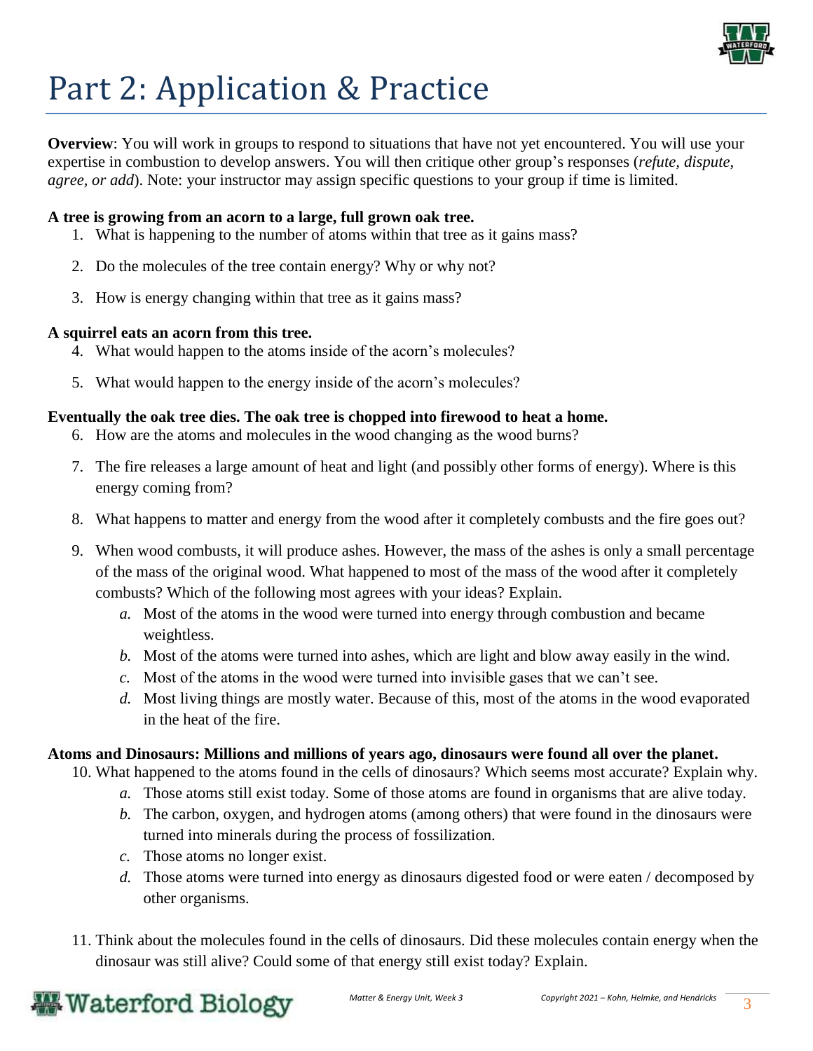# Part 2: Application & Practice

**Overview**: You will work in groups to respond to situations that have not yet encountered. You will use your expertise in combustion to develop answers. You will then critique other group's responses (*refute, dispute, agree, or add*). Note: your instructor may assign specific questions to your group if time is limited.

**A tree is growing from an acorn to a large, full grown oak tree.**

1. What is happening to the number of atoms within that tree as it gains mass?
2. Do the molecules of the tree contain energy? Why or why not?
3. How is energy changing within that tree as it gains mass?

**A squirrel eats an acorn from this tree.**

4. What would happen to the atoms inside of the acorn's molecules?
5. What would happen to the energy inside of the acorn's molecules?

**Eventually the oak tree dies. The oak tree is chopped into firewood to heat a home.**

6. How are the atoms and molecules in the wood changing as the wood burns?
7. The fire releases a large amount of heat and light (and possibly other forms of energy). Where is this energy coming from?
8. What happens to matter and energy from the wood after it completely combusts and the fire goes out?
9. When wood combusts, it will produce ashes. However, the mass of the ashes is only a small percentage of the mass of the original wood. What happened to most of the mass of the wood after it completely combusts? Which of the following most agrees with your ideas? Explain.
   *a.* Most of the atoms in the wood were turned into energy through combustion and became weightless.
   *b.* Most of the atoms were turned into ashes, which are light and blow away easily in the wind.
   *c.* Most of the atoms in the wood were turned into invisible gases that we can't see.
   *d.* Most living things are mostly water. Because of this, most of the atoms in the wood evaporated in the heat of the fire.

**Atoms and Dinosaurs: Millions and millions of years ago, dinosaurs were found all over the planet.**

10. What happened to the atoms found in the cells of dinosaurs? Which seems most accurate? Explain why.
    *a.* Those atoms still exist today. Some of those atoms are found in organisms that are alive today.
    *b.* The carbon, oxygen, and hydrogen atoms (among others) that were found in the dinosaurs were turned into minerals during the process of fossilization.
    *c.* Those atoms no longer exist.
    *d.* Those atoms were turned into energy as dinosaurs digested food or were eaten / decomposed by other organisms.
11. Think about the molecules found in the cells of dinosaurs. Did these molecules contain energy when the dinosaur was still alive? Could some of that energy still exist today? Explain.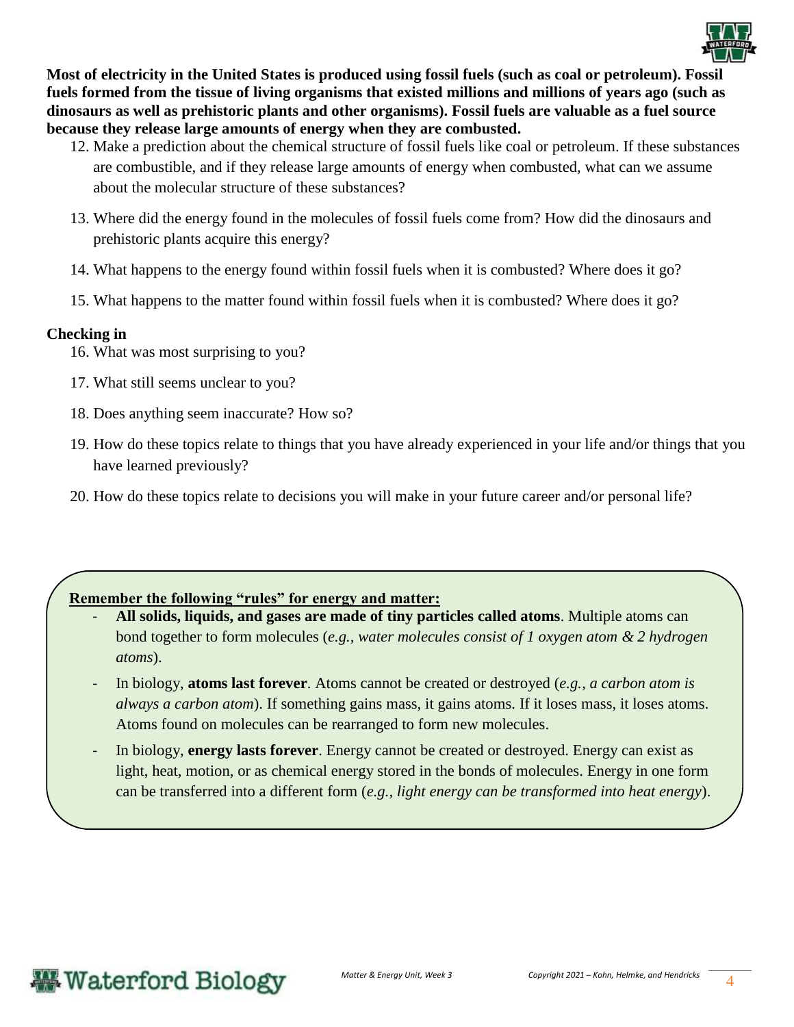**Most of electricity in the United States is produced using fossil fuels (such as coal or petroleum). Fossil fuels formed from the tissue of living organisms that existed millions and millions of years ago (such as dinosaurs as well as prehistoric plants and other organisms). Fossil fuels are valuable as a fuel source because they release large amounts of energy when they are combusted.**

12. Make a prediction about the chemical structure of fossil fuels like coal or petroleum. If these substances are combustible, and if they release large amounts of energy when combusted, what can we assume about the molecular structure of these substances?
13. Where did the energy found in the molecules of fossil fuels come from? How did the dinosaurs and prehistoric plants acquire this energy?
14. What happens to the energy found within fossil fuels when it is combusted? Where does it go?
15. What happens to the matter found within fossil fuels when it is combusted? Where does it go?

**Checking in**

16. What was most surprising to you?
17. What still seems unclear to you?
18. Does anything seem inaccurate? How so?
19. How do these topics relate to things that you have already experienced in your life and/or things that you have learned previously?
20. How do these topics relate to decisions you will make in your future career and/or personal life?

**Remember the following "rules" for energy and matter:**

- **All solids, liquids, and gases are made of tiny particles called atoms**. Multiple atoms can bond together to form molecules (*e.g., water molecules consist of 1 oxygen atom & 2 hydrogen atoms*).
- In biology, **atoms last forever**. Atoms cannot be created or destroyed (*e.g., a carbon atom is always a carbon atom*). If something gains mass, it gains atoms. If it loses mass, it loses atoms. Atoms found on molecules can be rearranged to form new molecules.
- In biology, **energy lasts forever**. Energy cannot be created or destroyed. Energy can exist as light, heat, motion, or as chemical energy stored in the bonds of molecules. Energy in one form can be transferred into a different form (*e.g., light energy can be transformed into heat energy*).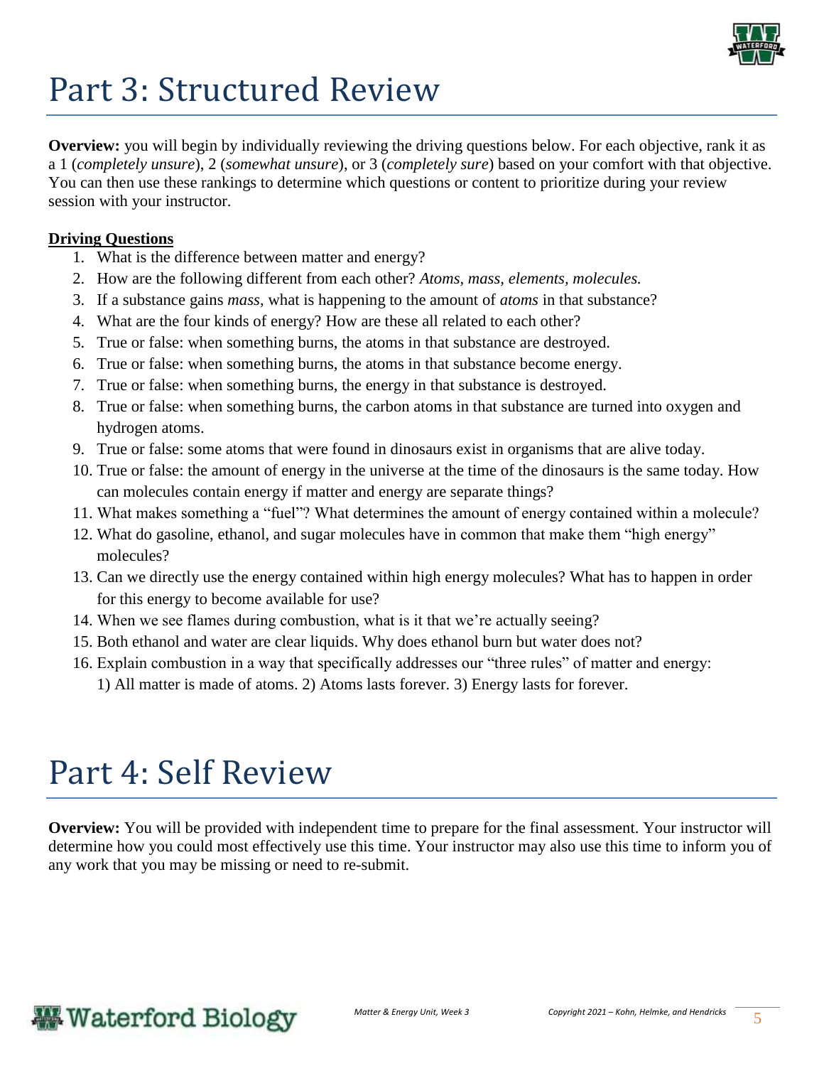# Part 3: Structured Review

**Overview:** you will begin by individually reviewing the driving questions below. For each objective, rank it as a 1 (*completely unsure*), 2 (*somewhat unsure*), or 3 (*completely sure*) based on your comfort with that objective. You can then use these rankings to determine which questions or content to prioritize during your review session with your instructor.

**Driving Questions**

1. What is the difference between matter and energy?
2. How are the following different from each other? *Atoms, mass, elements, molecules.*
3. If a substance gains *mass*, what is happening to the amount of *atoms* in that substance?
4. What are the four kinds of energy? How are these all related to each other?
5. True or false: when something burns, the atoms in that substance are destroyed.
6. True or false: when something burns, the atoms in that substance become energy.
7. True or false: when something burns, the energy in that substance is destroyed.
8. True or false: when something burns, the carbon atoms in that substance are turned into oxygen and hydrogen atoms.
9. True or false: some atoms that were found in dinosaurs exist in organisms that are alive today.
10. True or false: the amount of energy in the universe at the time of the dinosaurs is the same today. How can molecules contain energy if matter and energy are separate things?
11. What makes something a "fuel"? What determines the amount of energy contained within a molecule?
12. What do gasoline, ethanol, and sugar molecules have in common that make them "high energy" molecules?
13. Can we directly use the energy contained within high energy molecules? What has to happen in order for this energy to become available for use?
14. When we see flames during combustion, what is it that we're actually seeing?
15. Both ethanol and water are clear liquids. Why does ethanol burn but water does not?
16. Explain combustion in a way that specifically addresses our "three rules" of matter and energy: 1) All matter is made of atoms. 2) Atoms lasts forever. 3) Energy lasts for forever.

# Part 4: Self Review

**Overview:** You will be provided with independent time to prepare for the final assessment. Your instructor will determine how you could most effectively use this time. Your instructor may also use this time to inform you of any work that you may be missing or need to re-submit.